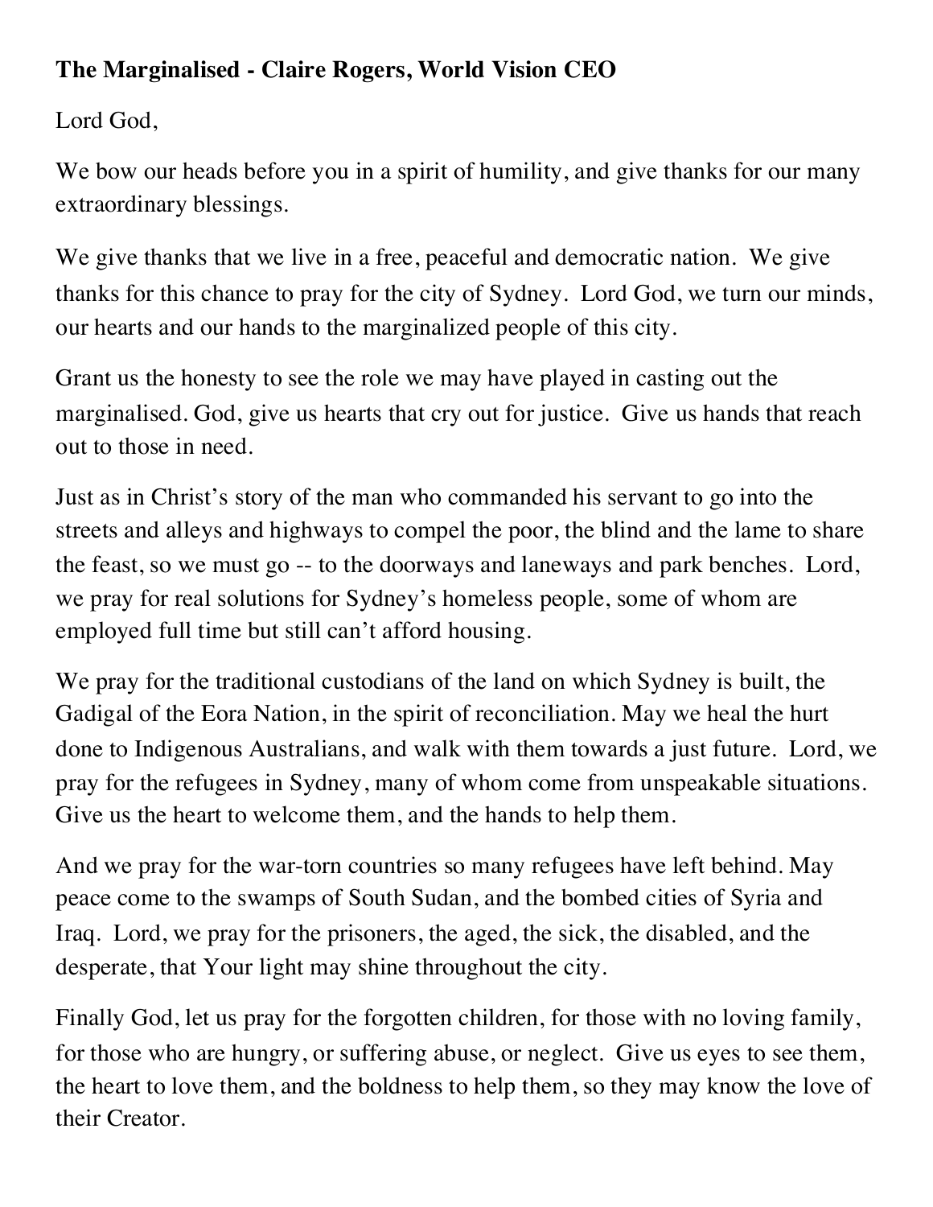**The Marginalised - Claire Rogers, World Vision CEO**

Lord God,

We bow our heads before you in a spirit of humility, and give thanks for our many extraordinary blessings.

We give thanks that we live in a free, peaceful and democratic nation. We give thanks for this chance to pray for the city of Sydney. Lord God, we turn our minds, our hearts and our hands to the marginalized people of this city.

Grant us the honesty to see the role we may have played in casting out the marginalised. God, give us hearts that cry out for justice. Give us hands that reach out to those in need.

Just as in Christ's story of the man who commanded his servant to go into the streets and alleys and highways to compel the poor, the blind and the lame to share the feast, so we must go -- to the doorways and laneways and park benches. Lord, we pray for real solutions for Sydney's homeless people, some of whom are employed full time but still can't afford housing.

We pray for the traditional custodians of the land on which Sydney is built, the Gadigal of the Eora Nation, in the spirit of reconciliation. May we heal the hurt done to Indigenous Australians, and walk with them towards a just future. Lord, we pray for the refugees in Sydney, many of whom come from unspeakable situations. Give us the heart to welcome them, and the hands to help them.

And we pray for the war-torn countries so many refugees have left behind. May peace come to the swamps of South Sudan, and the bombed cities of Syria and Iraq. Lord, we pray for the prisoners, the aged, the sick, the disabled, and the desperate, that Your light may shine throughout the city.

Finally God, let us pray for the forgotten children, for those with no loving family, for those who are hungry, or suffering abuse, or neglect. Give us eyes to see them, the heart to love them, and the boldness to help them, so they may know the love of their Creator.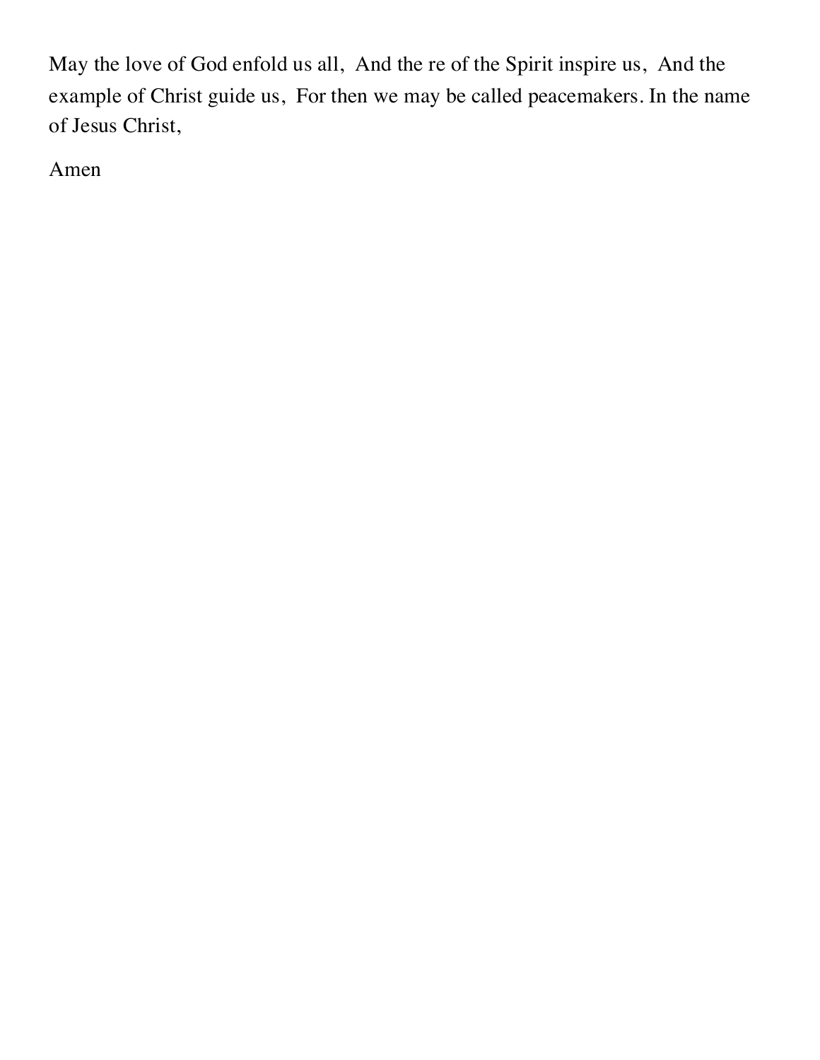May the love of God enfold us all, And the re of the Spirit inspire us, And the example of Christ guide us, For then we may be called peacemakers. In the name of Jesus Christ,

Amen